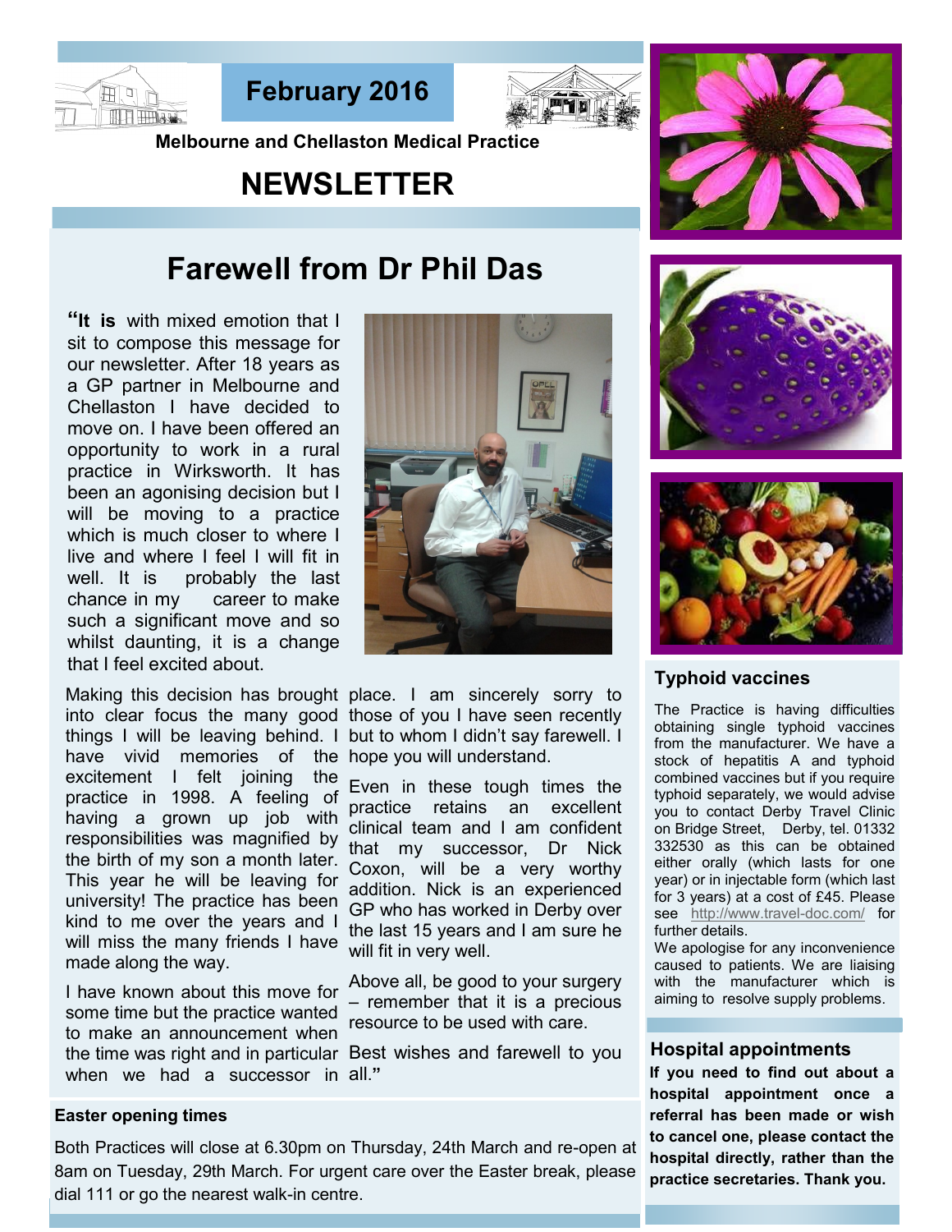**February 2016**

**Melbourne and Chellaston Medical Practice**

# NEWSLETTER

## Farewell from Dr Phil Das

"**It is** with mixed emotion that I sit to compose this message for our newsletter. After 18 years as a GP partner in Melbourne and Chellaston I have decided to move on. I have been offered an opportunity to work in a rural practice in Wirksworth. It has been an agonising decision but I will be moving to a practice which is much closer to where I live and where I feel I will fit in well. It is probably the last chance in my career to make such a significant move and so whilst daunting, it is a change that I feel excited about.

Making this decision has brought into clear focus the many good things I will be leaving behind. I have vivid memories of the excitement I felt joining the practice in 1998. A feeling of having a grown up job with responsibilities was magnified by the birth of my son a month later. This year he will be leaving for university! The practice has been kind to me over the years and I will miss the many friends I have made along the way.

I have known about this move for some time but the practice wanted to make an announcement when the time was right and in particular when we had a successor in place. I am sincerely sorry to those of you I have seen recently but to whom I didn't say farewell. I hope you will understand.

Even in these tough times the practice retains an excellent clinical team and I am confident that my successor, Dr Nick Coxon, will be a very worthy addition. Nick is an experienced GP who has worked in Derby over the last 15 years and I am sure he will fit in very well.

Above all, be good to your surgery – remember that it is a precious resource to be used with care.

Best wishes and farewell to you all."

### Easter opening times

Both Practices will close at 6.30pm on Thursday, 24th March and re-open at 8am on Tuesday, 29th March. For urgent care over the Easter break, please dial 111 or go the nearest walk-in centre.

### Typhoid vaccines

The Practice is having difficulties obtaining single typhoid vaccines from the manufacturer. We have a stock of hepatitis A and typhoid combined vaccines but if you require typhoid separately, we would advise you to contact Derby Travel Clinic on Bridge Street, Derby, tel. 01332 332530 as this can be obtained either orally (which lasts for one year) or in injectable form (which last for 3 years) at a cost of £45. Please see http://www.travel-doc.com/ for further details.

We apologise for any inconvenience caused to patients. We are liaising with the manufacturer which is aiming to resolve supply problems.

### Hospital appointments

**If you need to find out about a hospital appointment once a referral has been made or wish to cancel one, please contact the hospital directly, rather than the practice secretaries. Thank you.**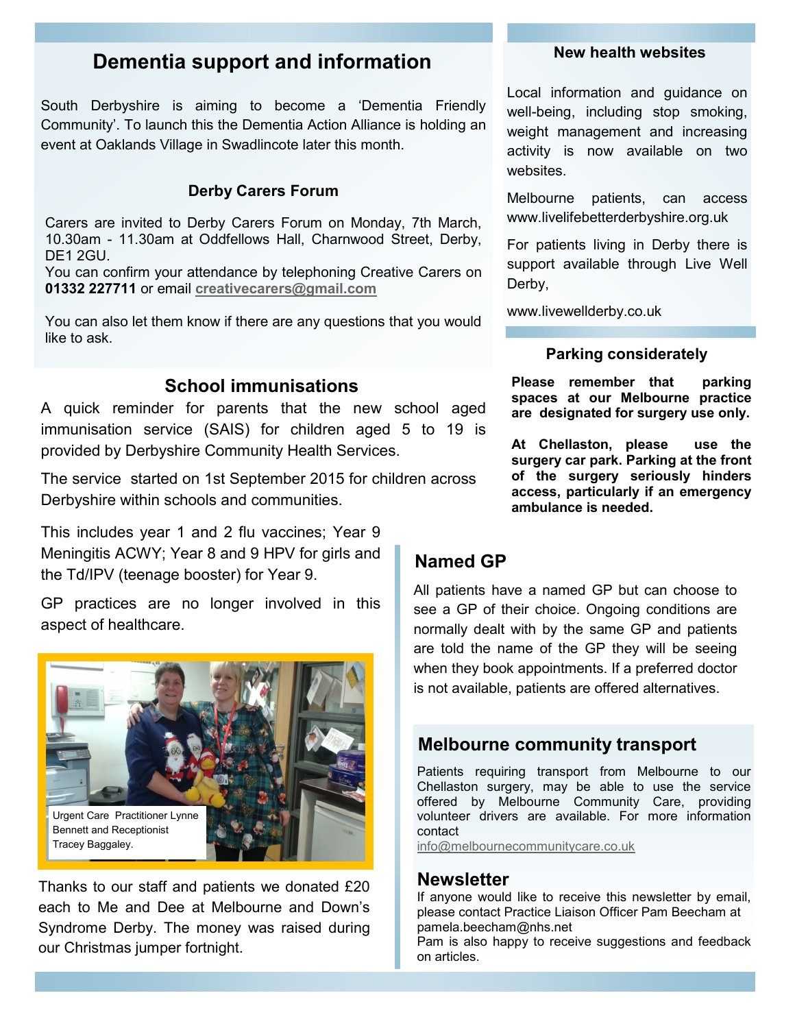## Dementia support and information

South Derbyshire is aiming to become a 'Dementia Friendly Community'. To launch this the Dementia Action Alliance is holding an event at Oaklands Village in Swadlincote later this month.

### Derby Carers Forum

Carers are invited to Derby Carers Forum on Monday, 7th March, 10.30am - 11.30am at Oddfellows Hall, Charnwood Street, Derby, DE1 2GU.
You can confirm your attendance by telephoning Creative Carers on **01332 227711** or email creativecarers@gmail.com

You can also let them know if there are any questions that you would like to ask.

## School immunisations

A quick reminder for parents that the new school aged immunisation service (SAIS) for children aged 5 to 19 is provided by Derbyshire Community Health Services.

The service started on 1st September 2015 for children across Derbyshire within schools and communities.

This includes year 1 and 2 flu vaccines; Year 9 Meningitis ACWY; Year 8 and 9 HPV for girls and the Td/IPV (teenage booster) for Year 9.

GP practices are no longer involved in this aspect of healthcare.

Urgent Care Practitioner Lynne Bennett and Receptionist Tracey Baggaley.

Thanks to our staff and patients we donated £20 each to Me and Dee at Melbourne and Down's Syndrome Derby. The money was raised during our Christmas jumper fortnight.

### New health websites

Local information and guidance on well-being, including stop smoking, weight management and increasing activity is now available on two websites.

Melbourne patients, can access www.livelifebetterderbyshire.org.uk

For patients living in Derby there is support available through Live Well Derby,

www.livewellderby.co.uk

### Parking considerately

**Please remember that parking spaces at our Melbourne practice are designated for surgery use only.**

**At Chellaston, please use the surgery car park. Parking at the front of the surgery seriously hinders access, particularly if an emergency ambulance is needed.**

## Named GP

All patients have a named GP but can choose to see a GP of their choice. Ongoing conditions are normally dealt with by the same GP and patients are told the name of the GP they will be seeing when they book appointments. If a preferred doctor is not available, patients are offered alternatives.

## Melbourne community transport

Patients requiring transport from Melbourne to our Chellaston surgery, may be able to use the service offered by Melbourne Community Care, providing volunteer drivers are available. For more information contact
info@melbournecommunitycare.co.uk

## Newsletter

If anyone would like to receive this newsletter by email, please contact Practice Liaison Officer Pam Beecham at pamela.beecham@nhs.net
Pam is also happy to receive suggestions and feedback on articles.